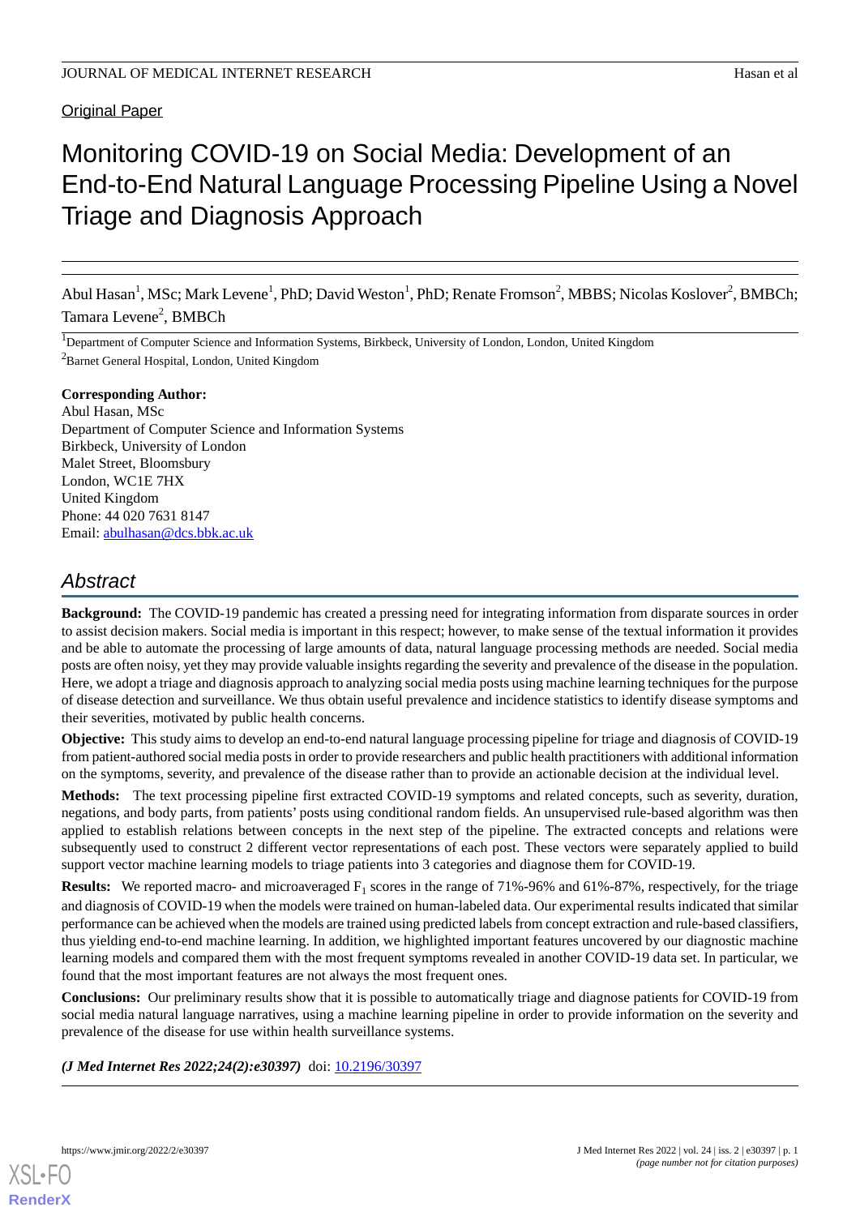Original Paper

# Monitoring COVID-19 on Social Media: Development of an End-to-End Natural Language Processing Pipeline Using a Novel Triage and Diagnosis Approach

Abul Hasan[1], MSc; Mark Levene[1], PhD; David Weston[1], PhD; Renate Fromson[2], MBBS; Nicolas Koslover[2], BMBCh; Tamara Levene[2], BMBCh

[1]Department of Computer Science and Information Systems, Birkbeck, University of London, London, United Kingdom

[2]Barnet General Hospital, London, United Kingdom

**Corresponding Author:**
Abul Hasan, MSc
Department of Computer Science and Information Systems
Birkbeck, University of London
Malet Street, Bloomsbury
London, WC1E 7HX
United Kingdom
Phone: 44 020 7631 8147
Email: abulhasan@dcs.bbk.ac.uk

## Abstract

**Background:** The COVID-19 pandemic has created a pressing need for integrating information from disparate sources in order to assist decision makers. Social media is important in this respect; however, to make sense of the textual information it provides and be able to automate the processing of large amounts of data, natural language processing methods are needed. Social media posts are often noisy, yet they may provide valuable insights regarding the severity and prevalence of the disease in the population. Here, we adopt a triage and diagnosis approach to analyzing social media posts using machine learning techniques for the purpose of disease detection and surveillance. We thus obtain useful prevalence and incidence statistics to identify disease symptoms and their severities, motivated by public health concerns.

**Objective:** This study aims to develop an end-to-end natural language processing pipeline for triage and diagnosis of COVID-19 from patient-authored social media posts in order to provide researchers and public health practitioners with additional information on the symptoms, severity, and prevalence of the disease rather than to provide an actionable decision at the individual level.

**Methods:** The text processing pipeline first extracted COVID-19 symptoms and related concepts, such as severity, duration, negations, and body parts, from patients' posts using conditional random fields. An unsupervised rule-based algorithm was then applied to establish relations between concepts in the next step of the pipeline. The extracted concepts and relations were subsequently used to construct 2 different vector representations of each post. These vectors were separately applied to build support vector machine learning models to triage patients into 3 categories and diagnose them for COVID-19.

**Results:** We reported macro- and microaveraged $F_1$ scores in the range of 71%-96% and 61%-87%, respectively, for the triage and diagnosis of COVID-19 when the models were trained on human-labeled data. Our experimental results indicated that similar performance can be achieved when the models are trained using predicted labels from concept extraction and rule-based classifiers, thus yielding end-to-end machine learning. In addition, we highlighted important features uncovered by our diagnostic machine learning models and compared them with the most frequent symptoms revealed in another COVID-19 data set. In particular, we found that the most important features are not always the most frequent ones.

**Conclusions:** Our preliminary results show that it is possible to automatically triage and diagnose patients for COVID-19 from social media natural language narratives, using a machine learning pipeline in order to provide information on the severity and prevalence of the disease for use within health surveillance systems.

***(J Med Internet Res 2022;24(2):e30397)*** doi: 10.2196/30397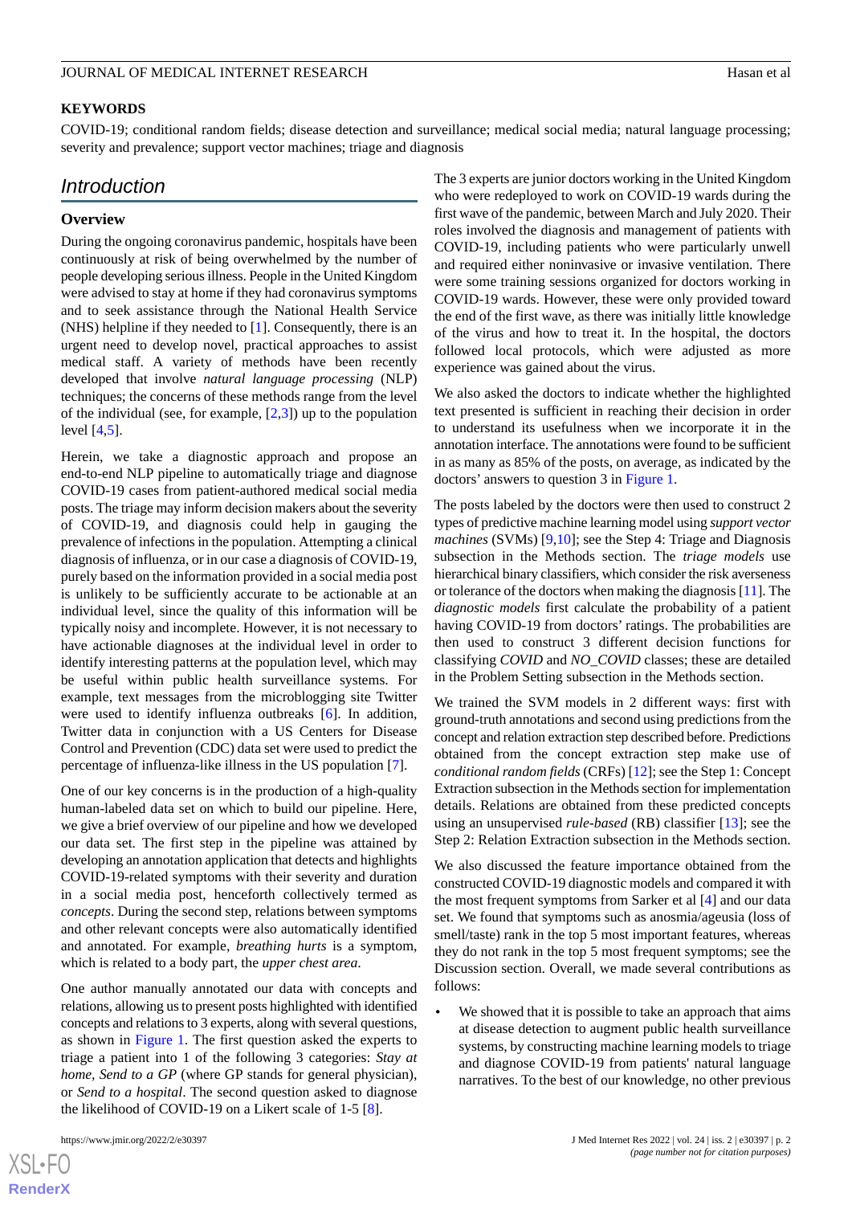**KEYWORDS**

COVID-19; conditional random fields; disease detection and surveillance; medical social media; natural language processing; severity and prevalence; support vector machines; triage and diagnosis

## Introduction

### Overview

During the ongoing coronavirus pandemic, hospitals have been continuously at risk of being overwhelmed by the number of people developing serious illness. People in the United Kingdom were advised to stay at home if they had coronavirus symptoms and to seek assistance through the National Health Service (NHS) helpline if they needed to [1]. Consequently, there is an urgent need to develop novel, practical approaches to assist medical staff. A variety of methods have been recently developed that involve *natural language processing* (NLP) techniques; the concerns of these methods range from the level of the individual (see, for example, [2,3]) up to the population level [4,5].

Herein, we take a diagnostic approach and propose an end-to-end NLP pipeline to automatically triage and diagnose COVID-19 cases from patient-authored medical social media posts. The triage may inform decision makers about the severity of COVID-19, and diagnosis could help in gauging the prevalence of infections in the population. Attempting a clinical diagnosis of influenza, or in our case a diagnosis of COVID-19, purely based on the information provided in a social media post is unlikely to be sufficiently accurate to be actionable at an individual level, since the quality of this information will be typically noisy and incomplete. However, it is not necessary to have actionable diagnoses at the individual level in order to identify interesting patterns at the population level, which may be useful within public health surveillance systems. For example, text messages from the microblogging site Twitter were used to identify influenza outbreaks [6]. In addition, Twitter data in conjunction with a US Centers for Disease Control and Prevention (CDC) data set were used to predict the percentage of influenza-like illness in the US population [7].

One of our key concerns is in the production of a high-quality human-labeled data set on which to build our pipeline. Here, we give a brief overview of our pipeline and how we developed our data set. The first step in the pipeline was attained by developing an annotation application that detects and highlights COVID-19-related symptoms with their severity and duration in a social media post, henceforth collectively termed as *concepts*. During the second step, relations between symptoms and other relevant concepts were also automatically identified and annotated. For example, *breathing hurts* is a symptom, which is related to a body part, the *upper chest area*.

One author manually annotated our data with concepts and relations, allowing us to present posts highlighted with identified concepts and relations to 3 experts, along with several questions, as shown in Figure 1. The first question asked the experts to triage a patient into 1 of the following 3 categories: *Stay at home*, *Send to a GP* (where GP stands for general physician), or *Send to a hospital*. The second question asked to diagnose the likelihood of COVID-19 on a Likert scale of 1-5 [8].

The 3 experts are junior doctors working in the United Kingdom who were redeployed to work on COVID-19 wards during the first wave of the pandemic, between March and July 2020. Their roles involved the diagnosis and management of patients with COVID-19, including patients who were particularly unwell and required either noninvasive or invasive ventilation. There were some training sessions organized for doctors working in COVID-19 wards. However, these were only provided toward the end of the first wave, as there was initially little knowledge of the virus and how to treat it. In the hospital, the doctors followed local protocols, which were adjusted as more experience was gained about the virus.

We also asked the doctors to indicate whether the highlighted text presented is sufficient in reaching their decision in order to understand its usefulness when we incorporate it in the annotation interface. The annotations were found to be sufficient in as many as 85% of the posts, on average, as indicated by the doctors' answers to question 3 in Figure 1.

The posts labeled by the doctors were then used to construct 2 types of predictive machine learning model using *support vector machines* (SVMs) [9,10]; see the Step 4: Triage and Diagnosis subsection in the Methods section. The *triage models* use hierarchical binary classifiers, which consider the risk averseness or tolerance of the doctors when making the diagnosis [11]. The *diagnostic models* first calculate the probability of a patient having COVID-19 from doctors' ratings. The probabilities are then used to construct 3 different decision functions for classifying *COVID* and *NO_COVID* classes; these are detailed in the Problem Setting subsection in the Methods section.

We trained the SVM models in 2 different ways: first with ground-truth annotations and second using predictions from the concept and relation extraction step described before. Predictions obtained from the concept extraction step make use of *conditional random fields* (CRFs) [12]; see the Step 1: Concept Extraction subsection in the Methods section for implementation details. Relations are obtained from these predicted concepts using an unsupervised *rule-based* (RB) classifier [13]; see the Step 2: Relation Extraction subsection in the Methods section.

We also discussed the feature importance obtained from the constructed COVID-19 diagnostic models and compared it with the most frequent symptoms from Sarker et al [4] and our data set. We found that symptoms such as anosmia/ageusia (loss of smell/taste) rank in the top 5 most important features, whereas they do not rank in the top 5 most frequent symptoms; see the Discussion section. Overall, we made several contributions as follows:

- We showed that it is possible to take an approach that aims at disease detection to augment public health surveillance systems, by constructing machine learning models to triage and diagnose COVID-19 from patients' natural language narratives. To the best of our knowledge, no other previous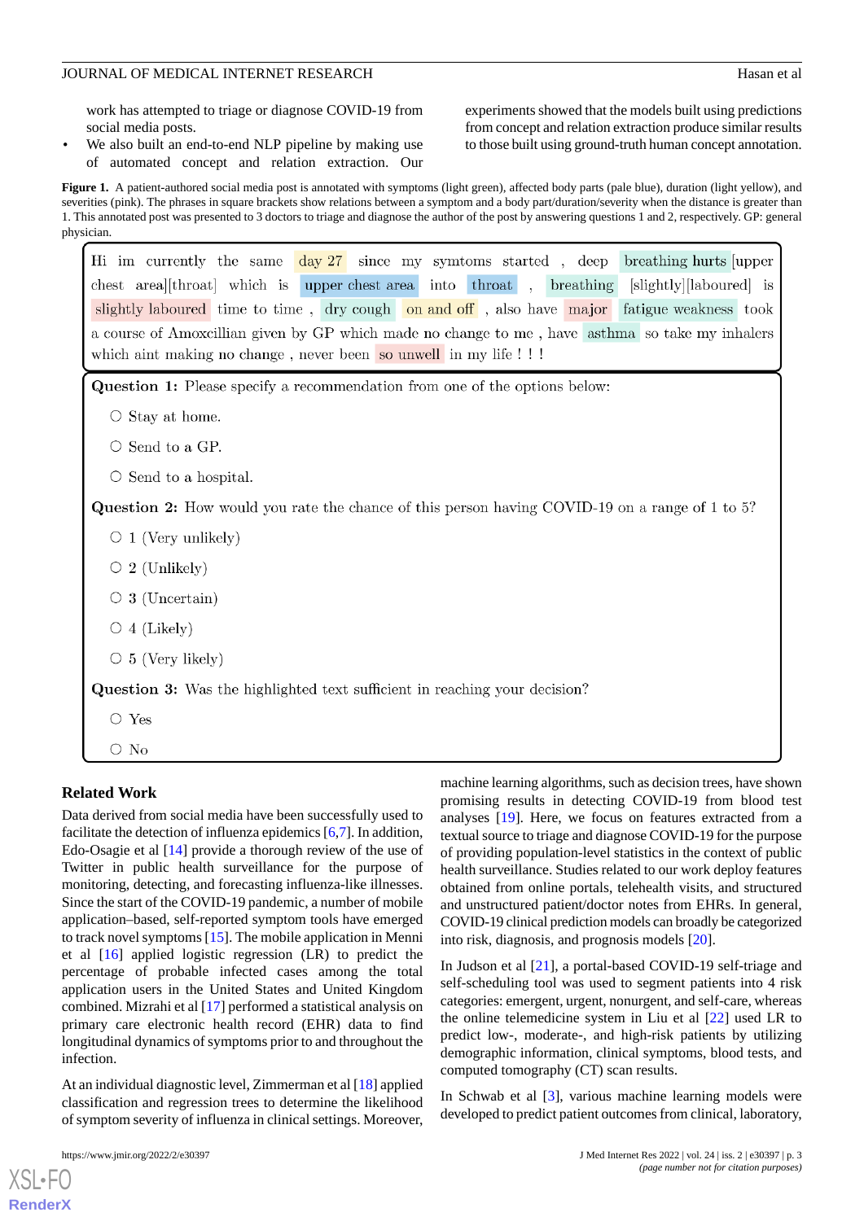work has attempted to triage or diagnose COVID-19 from social media posts.

- We also built an end-to-end NLP pipeline by making use of automated concept and relation extraction. Our experiments showed that the models built using predictions from concept and relation extraction produce similar results to those built using ground-truth human concept annotation.

**Figure 1.** A patient-authored social media post is annotated with symptoms (light green), affected body parts (pale blue), duration (light yellow), and severities (pink). The phrases in square brackets show relations between a symptom and a body part/duration/severity when the distance is greater than 1. This annotated post was presented to 3 doctors to triage and diagnose the author of the post by answering questions 1 and 2, respectively. GP: general physician.

> Hi im currently the same day 27 since my symtoms started , deep breathing hurts [upper chest area][throat] which is upper chest area into throat , breathing [slightly][laboured] is slightly laboured time to time , dry cough on and off , also have major fatigue weakness took a course of Amoxcillian given by GP which made no change to me , have asthma so take my inhalers which aint making no change , never been so unwell in my life ! ! !

**Question 1:** Please specify a recommendation from one of the options below:

- ○ Stay at home.
- ○ Send to a GP.
- ○ Send to a hospital.

**Question 2:** How would you rate the chance of this person having COVID-19 on a range of 1 to 5?

- ○ 1 (Very unlikely)
- ○ 2 (Unlikely)
- ○ 3 (Uncertain)
- ○ 4 (Likely)
- ○ 5 (Very likely)

**Question 3:** Was the highlighted text sufficient in reaching your decision?

- ○ Yes
- ○ No

## Related Work

Data derived from social media have been successfully used to facilitate the detection of influenza epidemics [6,7]. In addition, Edo-Osagie et al [14] provide a thorough review of the use of Twitter in public health surveillance for the purpose of monitoring, detecting, and forecasting influenza-like illnesses. Since the start of the COVID-19 pandemic, a number of mobile application–based, self-reported symptom tools have emerged to track novel symptoms [15]. The mobile application in Menni et al [16] applied logistic regression (LR) to predict the percentage of probable infected cases among the total application users in the United States and United Kingdom combined. Mizrahi et al [17] performed a statistical analysis on primary care electronic health record (EHR) data to find longitudinal dynamics of symptoms prior to and throughout the infection.

At an individual diagnostic level, Zimmerman et al [18] applied classification and regression trees to determine the likelihood of symptom severity of influenza in clinical settings. Moreover, machine learning algorithms, such as decision trees, have shown promising results in detecting COVID-19 from blood test analyses [19]. Here, we focus on features extracted from a textual source to triage and diagnose COVID-19 for the purpose of providing population-level statistics in the context of public health surveillance. Studies related to our work deploy features obtained from online portals, telehealth visits, and structured and unstructured patient/doctor notes from EHRs. In general, COVID-19 clinical prediction models can broadly be categorized into risk, diagnosis, and prognosis models [20].

In Judson et al [21], a portal-based COVID-19 self-triage and self-scheduling tool was used to segment patients into 4 risk categories: emergent, urgent, nonurgent, and self-care, whereas the online telemedicine system in Liu et al [22] used LR to predict low-, moderate-, and high-risk patients by utilizing demographic information, clinical symptoms, blood tests, and computed tomography (CT) scan results.

In Schwab et al [3], various machine learning models were developed to predict patient outcomes from clinical, laboratory,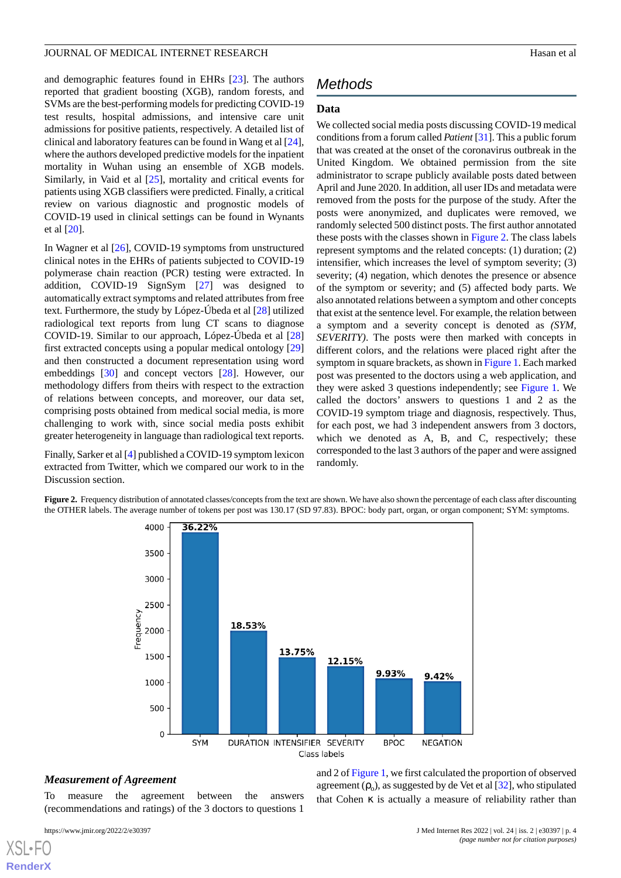and demographic features found in EHRs [23]. The authors reported that gradient boosting (XGB), random forests, and SVMs are the best-performing models for predicting COVID-19 test results, hospital admissions, and intensive care unit admissions for positive patients, respectively. A detailed list of clinical and laboratory features can be found in Wang et al [24], where the authors developed predictive models for the inpatient mortality in Wuhan using an ensemble of XGB models. Similarly, in Vaid et al [25], mortality and critical events for patients using XGB classifiers were predicted. Finally, a critical review on various diagnostic and prognostic models of COVID-19 used in clinical settings can be found in Wynants et al [20].

In Wagner et al [26], COVID-19 symptoms from unstructured clinical notes in the EHRs of patients subjected to COVID-19 polymerase chain reaction (PCR) testing were extracted. In addition, COVID-19 SignSym [27] was designed to automatically extract symptoms and related attributes from free text. Furthermore, the study by López-Úbeda et al [28] utilized radiological text reports from lung CT scans to diagnose COVID-19. Similar to our approach, López-Úbeda et al [28] first extracted concepts using a popular medical ontology [29] and then constructed a document representation using word embeddings [30] and concept vectors [28]. However, our methodology differs from theirs with respect to the extraction of relations between concepts, and moreover, our data set, comprising posts obtained from medical social media, is more challenging to work with, since social media posts exhibit greater heterogeneity in language than radiological text reports.

Finally, Sarker et al [4] published a COVID-19 symptom lexicon extracted from Twitter, which we compared our work to in the Discussion section.

## Methods

### Data

We collected social media posts discussing COVID-19 medical conditions from a forum called *Patient* [31]. This a public forum that was created at the onset of the coronavirus outbreak in the United Kingdom. We obtained permission from the site administrator to scrape publicly available posts dated between April and June 2020. In addition, all user IDs and metadata were removed from the posts for the purpose of the study. After the posts were anonymized, and duplicates were removed, we randomly selected 500 distinct posts. The first author annotated these posts with the classes shown in Figure 2. The class labels represent symptoms and the related concepts: (1) duration; (2) intensifier, which increases the level of symptom severity; (3) severity; (4) negation, which denotes the presence or absence of the symptom or severity; and (5) affected body parts. We also annotated relations between a symptom and other concepts that exist at the sentence level. For example, the relation between a symptom and a severity concept is denoted as *(SYM, SEVERITY)*. The posts were then marked with concepts in different colors, and the relations were placed right after the symptom in square brackets, as shown in Figure 1. Each marked post was presented to the doctors using a web application, and they were asked 3 questions independently; see Figure 1. We called the doctors' answers to questions 1 and 2 as the COVID-19 symptom triage and diagnosis, respectively. Thus, for each post, we had 3 independent answers from 3 doctors, which we denoted as A, B, and C, respectively; these corresponded to the last 3 authors of the paper and were assigned randomly.

**Figure 2.** Frequency distribution of annotated classes/concepts from the text are shown. We have also shown the percentage of each class after discounting the OTHER labels. The average number of tokens per post was 130.17 (SD 97.83). BPOC: body part, organ, or organ component; SYM: symptoms.

### *Measurement of Agreement*

To measure the agreement between the answers (recommendations and ratings) of the 3 doctors to questions 1 and 2 of Figure 1, we first calculated the proportion of observed agreement ($\rho_o$), as suggested by de Vet et al [32], who stipulated that Cohen κ is actually a measure of reliability rather than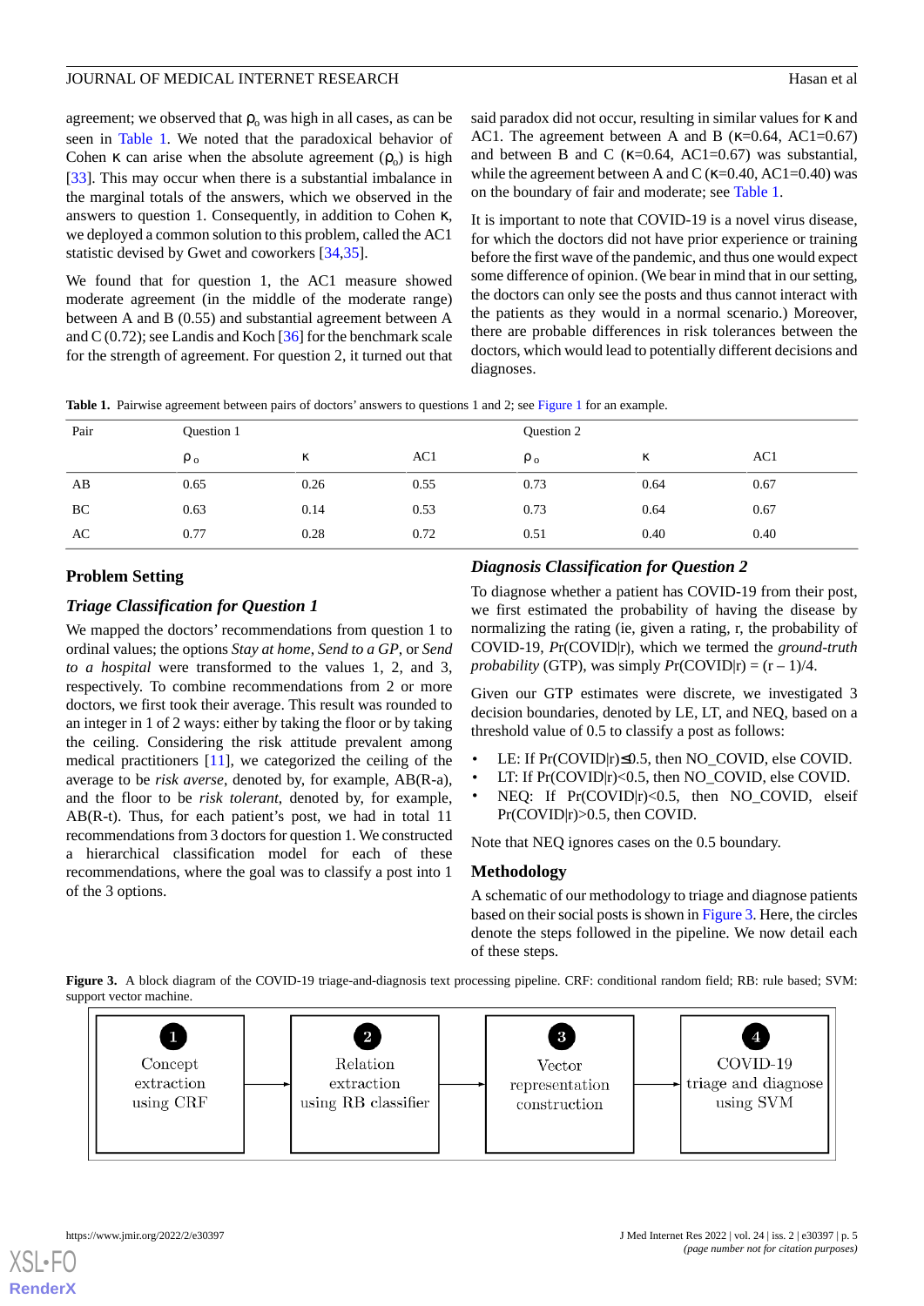agreement; we observed that $\rho_o$ was high in all cases, as can be seen in Table 1. We noted that the paradoxical behavior of Cohen κ can arise when the absolute agreement ($\rho_o$) is high [33]. This may occur when there is a substantial imbalance in the marginal totals of the answers, which we observed in the answers to question 1. Consequently, in addition to Cohen κ, we deployed a common solution to this problem, called the AC1 statistic devised by Gwet and coworkers [34,35].

We found that for question 1, the AC1 measure showed moderate agreement (in the middle of the moderate range) between A and B (0.55) and substantial agreement between A and C (0.72); see Landis and Koch [36] for the benchmark scale for the strength of agreement. For question 2, it turned out that said paradox did not occur, resulting in similar values for κ and AC1. The agreement between A and B (κ=0.64, AC1=0.67) and between B and C (κ=0.64, AC1=0.67) was substantial, while the agreement between A and C (κ=0.40, AC1=0.40) was on the boundary of fair and moderate; see Table 1.

It is important to note that COVID-19 is a novel virus disease, for which the doctors did not have prior experience or training before the first wave of the pandemic, and thus one would expect some difference of opinion. (We bear in mind that in our setting, the doctors can only see the posts and thus cannot interact with the patients as they would in a normal scenario.) Moreover, there are probable differences in risk tolerances between the doctors, which would lead to potentially different decisions and diagnoses.

**Table 1.** Pairwise agreement between pairs of doctors' answers to questions 1 and 2; see Figure 1 for an example.

| Pair | Question 1 | | | Question 2 | | |
|---|---|---|---|---|---|---|
| | $\rho_o$ | κ | AC1 | $\rho_o$ | κ | AC1 |
| AB | 0.65 | 0.26 | 0.55 | 0.73 | 0.64 | 0.67 |
| BC | 0.63 | 0.14 | 0.53 | 0.73 | 0.64 | 0.67 |
| AC | 0.77 | 0.28 | 0.72 | 0.51 | 0.40 | 0.40 |

## Problem Setting

### *Triage Classification for Question 1*

We mapped the doctors' recommendations from question 1 to ordinal values; the options *Stay at home*, *Send to a GP*, or *Send to a hospital* were transformed to the values 1, 2, and 3, respectively. To combine recommendations from 2 or more doctors, we first took their average. This result was rounded to an integer in 1 of 2 ways: either by taking the floor or by taking the ceiling. Considering the risk attitude prevalent among medical practitioners [11], we categorized the ceiling of the average to be *risk averse*, denoted by, for example, AB(R-a), and the floor to be *risk tolerant*, denoted by, for example, AB(R-t). Thus, for each patient's post, we had in total 11 recommendations from 3 doctors for question 1. We constructed a hierarchical classification model for each of these recommendations, where the goal was to classify a post into 1 of the 3 options.

### *Diagnosis Classification for Question 2*

To diagnose whether a patient has COVID-19 from their post, we first estimated the probability of having the disease by normalizing the rating (ie, given a rating, r, the probability of COVID-19, Pr(COVID|r), which we termed the *ground-truth probability* (GTP), was simply Pr(COVID|r) = (r – 1)/4.

Given our GTP estimates were discrete, we investigated 3 decision boundaries, denoted by LE, LT, and NEQ, based on a threshold value of 0.5 to classify a post as follows:

- LE: If Pr(COVID|r)≤0.5, then NO_COVID, else COVID.
- LT: If Pr(COVID|r)<0.5, then NO_COVID, else COVID.
- NEQ: If Pr(COVID|r)<0.5, then NO_COVID, elseif Pr(COVID|r)>0.5, then COVID.

Note that NEQ ignores cases on the 0.5 boundary.

## Methodology

A schematic of our methodology to triage and diagnose patients based on their social posts is shown in Figure 3. Here, the circles denote the steps followed in the pipeline. We now detail each of these steps.

**Figure 3.** A block diagram of the COVID-19 triage-and-diagnosis text processing pipeline. CRF: conditional random field; RB: rule based; SVM: support vector machine.

1 Concept extraction using CRF → 2 Relation extraction using RB classifier → 3 Vector representation construction → 4 COVID-19 triage and diagnose using SVM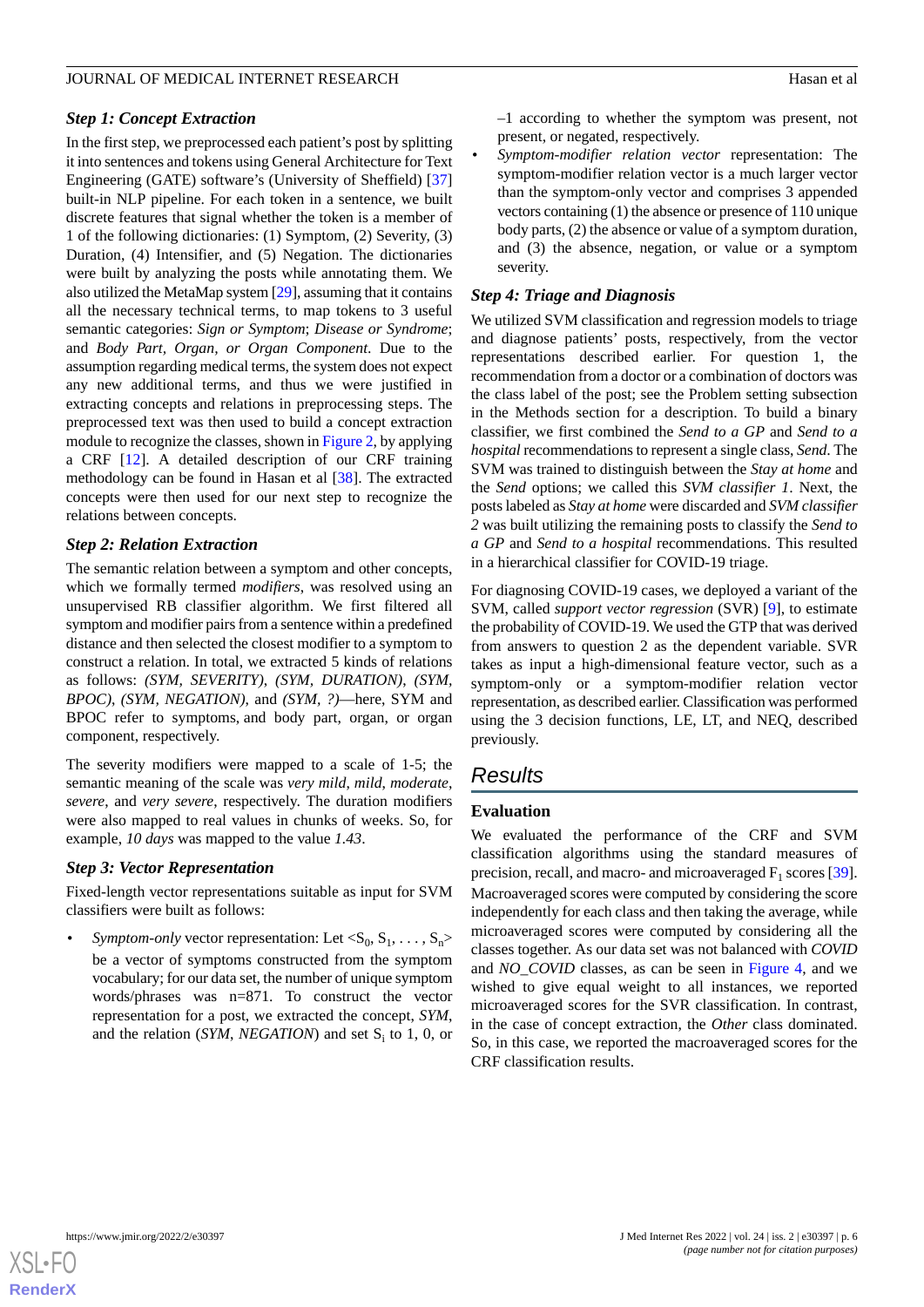### *Step 1: Concept Extraction*

In the first step, we preprocessed each patient's post by splitting it into sentences and tokens using General Architecture for Text Engineering (GATE) software's (University of Sheffield) [37] built-in NLP pipeline. For each token in a sentence, we built discrete features that signal whether the token is a member of 1 of the following dictionaries: (1) Symptom, (2) Severity, (3) Duration, (4) Intensifier, and (5) Negation. The dictionaries were built by analyzing the posts while annotating them. We also utilized the MetaMap system [29], assuming that it contains all the necessary technical terms, to map tokens to 3 useful semantic categories: *Sign or Symptom*; *Disease or Syndrome*; and *Body Part, Organ, or Organ Component*. Due to the assumption regarding medical terms, the system does not expect any new additional terms, and thus we were justified in extracting concepts and relations in preprocessing steps. The preprocessed text was then used to build a concept extraction module to recognize the classes, shown in Figure 2, by applying a CRF [12]. A detailed description of our CRF training methodology can be found in Hasan et al [38]. The extracted concepts were then used for our next step to recognize the relations between concepts.

### *Step 2: Relation Extraction*

The semantic relation between a symptom and other concepts, which we formally termed *modifiers*, was resolved using an unsupervised RB classifier algorithm. We first filtered all symptom and modifier pairs from a sentence within a predefined distance and then selected the closest modifier to a symptom to construct a relation. In total, we extracted 5 kinds of relations as follows: *(SYM, SEVERITY)*, *(SYM, DURATION)*, *(SYM, BPOC)*, *(SYM, NEGATION)*, and *(SYM, ?)*—here, SYM and BPOC refer to symptoms, and body part, organ, or organ component, respectively.

The severity modifiers were mapped to a scale of 1-5; the semantic meaning of the scale was *very mild, mild, moderate, severe*, and *very severe*, respectively. The duration modifiers were also mapped to real values in chunks of weeks. So, for example, *10 days* was mapped to the value *1.43*.

### *Step 3: Vector Representation*

Fixed-length vector representations suitable as input for SVM classifiers were built as follows:

- *Symptom-only* vector representation: Let $<S_0, S_1, \ldots, S_n>$ be a vector of symptoms constructed from the symptom vocabulary; for our data set, the number of unique symptom words/phrases was n=871. To construct the vector representation for a post, we extracted the concept, *SYM*, and the relation (*SYM*, *NEGATION*) and set $S_i$ to 1, 0, or –1 according to whether the symptom was present, not present, or negated, respectively.
- *Symptom-modifier relation vector* representation: The symptom-modifier relation vector is a much larger vector than the symptom-only vector and comprises 3 appended vectors containing (1) the absence or presence of 110 unique body parts, (2) the absence or value of a symptom duration, and (3) the absence, negation, or value or a symptom severity.

### *Step 4: Triage and Diagnosis*

We utilized SVM classification and regression models to triage and diagnose patients' posts, respectively, from the vector representations described earlier. For question 1, the recommendation from a doctor or a combination of doctors was the class label of the post; see the Problem setting subsection in the Methods section for a description. To build a binary classifier, we first combined the *Send to a GP* and *Send to a hospital* recommendations to represent a single class, *Send*. The SVM was trained to distinguish between the *Stay at home* and the *Send* options; we called this *SVM classifier 1*. Next, the posts labeled as *Stay at home* were discarded and *SVM classifier 2* was built utilizing the remaining posts to classify the *Send to a GP* and *Send to a hospital* recommendations. This resulted in a hierarchical classifier for COVID-19 triage.

For diagnosing COVID-19 cases, we deployed a variant of the SVM, called *support vector regression* (SVR) [9], to estimate the probability of COVID-19. We used the GTP that was derived from answers to question 2 as the dependent variable. SVR takes as input a high-dimensional feature vector, such as a symptom-only or a symptom-modifier relation vector representation, as described earlier. Classification was performed using the 3 decision functions, LE, LT, and NEQ, described previously.

# Results

## Evaluation

We evaluated the performance of the CRF and SVM classification algorithms using the standard measures of precision, recall, and macro- and microaveraged $F_1$ scores [39]. Macroaveraged scores were computed by considering the score independently for each class and then taking the average, while microaveraged scores were computed by considering all the classes together. As our data set was not balanced with *COVID* and *NO_COVID* classes, as can be seen in Figure 4, and we wished to give equal weight to all instances, we reported microaveraged scores for the SVR classification. In contrast, in the case of concept extraction, the *Other* class dominated. So, in this case, we reported the macroaveraged scores for the CRF classification results.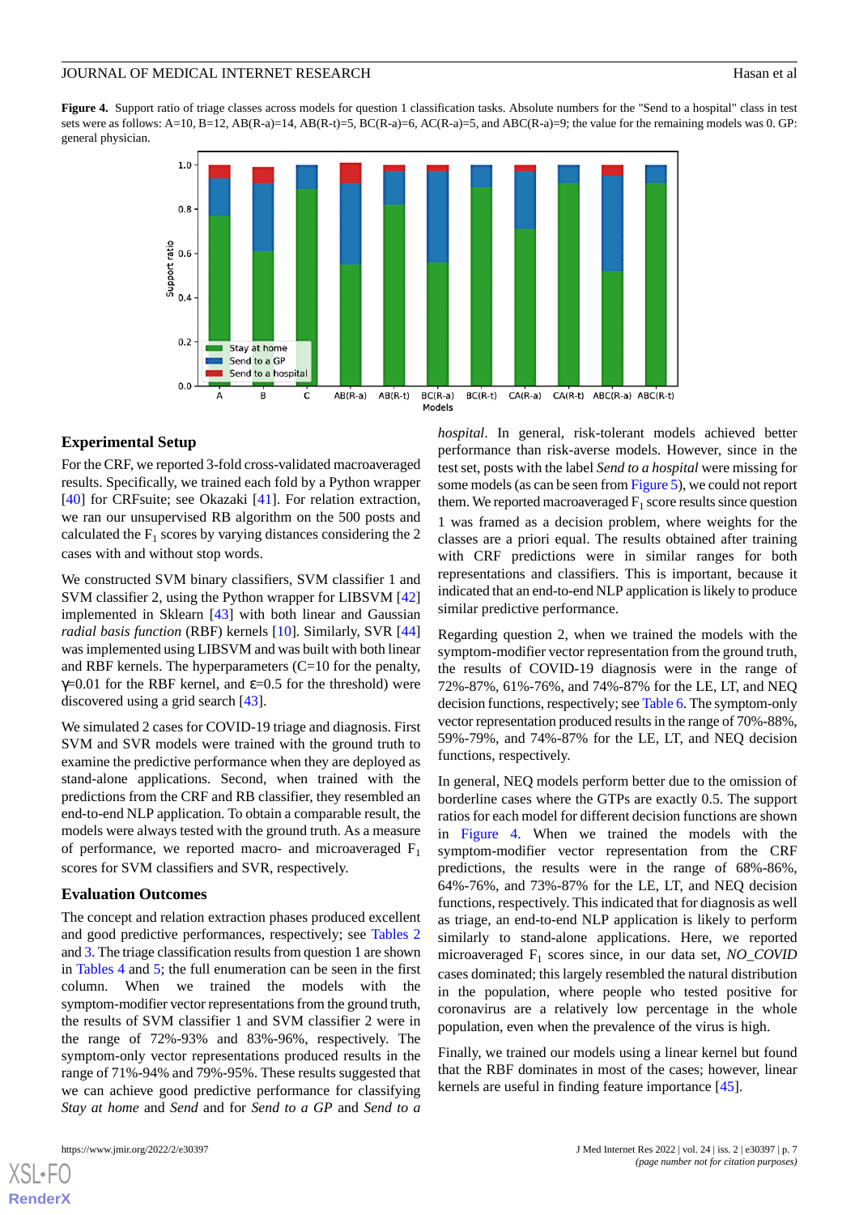**Figure 4.** Support ratio of triage classes across models for question 1 classification tasks. Absolute numbers for the "Send to a hospital" class in test sets were as follows: A=10, B=12, AB(R-a)=14, AB(R-t)=5, BC(R-a)=6, AC(R-a)=5, and ABC(R-a)=9; the value for the remaining models was 0. GP: general physician.

### Experimental Setup

For the CRF, we reported 3-fold cross-validated macroaveraged results. Specifically, we trained each fold by a Python wrapper [40] for CRFsuite; see Okazaki [41]. For relation extraction, we ran our unsupervised RB algorithm on the 500 posts and calculated the $F_1$ scores by varying distances considering the 2 cases with and without stop words.

We constructed SVM binary classifiers, SVM classifier 1 and SVM classifier 2, using the Python wrapper for LIBSVM [42] implemented in Sklearn [43] with both linear and Gaussian *radial basis function* (RBF) kernels [10]. Similarly, SVR [44] was implemented using LIBSVM and was built with both linear and RBF kernels. The hyperparameters (C=10 for the penalty, $\gamma$=0.01 for the RBF kernel, and $\varepsilon$=0.5 for the threshold) were discovered using a grid search [43].

We simulated 2 cases for COVID-19 triage and diagnosis. First SVM and SVR models were trained with the ground truth to examine the predictive performance when they are deployed as stand-alone applications. Second, when trained with the predictions from the CRF and RB classifier, they resembled an end-to-end NLP application. To obtain a comparable result, the models were always tested with the ground truth. As a measure of performance, we reported macro- and microaveraged $F_1$ scores for SVM classifiers and SVR, respectively.

### Evaluation Outcomes

The concept and relation extraction phases produced excellent and good predictive performances, respectively; see Tables 2 and 3. The triage classification results from question 1 are shown in Tables 4 and 5; the full enumeration can be seen in the first column. When we trained the models with the symptom-modifier vector representations from the ground truth, the results of SVM classifier 1 and SVM classifier 2 were in the range of 72%-93% and 83%-96%, respectively. The symptom-only vector representations produced results in the range of 71%-94% and 79%-95%. These results suggested that we can achieve good predictive performance for classifying *Stay at home* and *Send* and for *Send to a GP* and *Send to a hospital*. In general, risk-tolerant models achieved better performance than risk-averse models. However, since in the test set, posts with the label *Send to a hospital* were missing for some models (as can be seen from Figure 5), we could not report them. We reported macroaveraged $F_1$ score results since question 1 was framed as a decision problem, where weights for the classes are a priori equal. The results obtained after training with CRF predictions were in similar ranges for both representations and classifiers. This is important, because it indicated that an end-to-end NLP application is likely to produce similar predictive performance.

Regarding question 2, when we trained the models with the symptom-modifier vector representation from the ground truth, the results of COVID-19 diagnosis were in the range of 72%-87%, 61%-76%, and 74%-87% for the LE, LT, and NEQ decision functions, respectively; see Table 6. The symptom-only vector representation produced results in the range of 70%-88%, 59%-79%, and 74%-87% for the LE, LT, and NEQ decision functions, respectively.

In general, NEQ models perform better due to the omission of borderline cases where the GTPs are exactly 0.5. The support ratios for each model for different decision functions are shown in Figure 4. When we trained the models with the symptom-modifier vector representation from the CRF predictions, the results were in the range of 68%-86%, 64%-76%, and 73%-87% for the LE, LT, and NEQ decision functions, respectively. This indicated that for diagnosis as well as triage, an end-to-end NLP application is likely to perform similarly to stand-alone applications. Here, we reported microaveraged $F_1$ scores since, in our data set, *NO_COVID* cases dominated; this largely resembled the natural distribution in the population, where people who tested positive for coronavirus are a relatively low percentage in the whole population, even when the prevalence of the virus is high.

Finally, we trained our models using a linear kernel but found that the RBF dominates in most of the cases; however, linear kernels are useful in finding feature importance [45].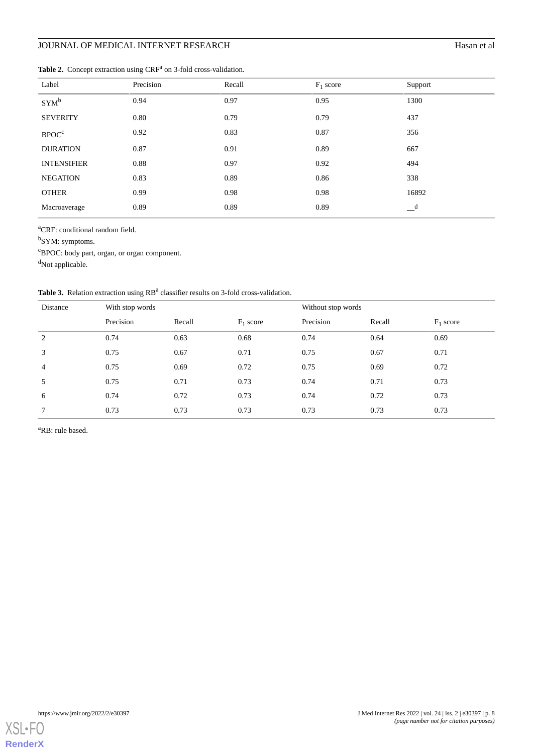**Table 2.** Concept extraction using CRF[a] on 3-fold cross-validation.

| Label | Precision | Recall | $F_1$ score | Support |
|---|---|---|---|---|
| SYM[b] | 0.94 | 0.97 | 0.95 | 1300 |
| SEVERITY | 0.80 | 0.79 | 0.79 | 437 |
| BPOC[c] | 0.92 | 0.83 | 0.87 | 356 |
| DURATION | 0.87 | 0.91 | 0.89 | 667 |
| INTENSIFIER | 0.88 | 0.97 | 0.92 | 494 |
| NEGATION | 0.83 | 0.89 | 0.86 | 338 |
| OTHER | 0.99 | 0.98 | 0.98 | 16892 |
| Macroaverage | 0.89 | 0.89 | 0.89 | —[d] |

[a]CRF: conditional random field.

[b]SYM: symptoms.

[c]BPOC: body part, organ, or organ component.

[d]Not applicable.

**Table 3.** Relation extraction using RB[a] classifier results on 3-fold cross-validation.

| Distance | With stop words | | | Without stop words | | |
|---|---|---|---|---|---|---|
| | Precision | Recall | $F_1$ score | Precision | Recall | $F_1$ score |
| 2 | 0.74 | 0.63 | 0.68 | 0.74 | 0.64 | 0.69 |
| 3 | 0.75 | 0.67 | 0.71 | 0.75 | 0.67 | 0.71 |
| 4 | 0.75 | 0.69 | 0.72 | 0.75 | 0.69 | 0.72 |
| 5 | 0.75 | 0.71 | 0.73 | 0.74 | 0.71 | 0.73 |
| 6 | 0.74 | 0.72 | 0.73 | 0.74 | 0.72 | 0.73 |
| 7 | 0.73 | 0.73 | 0.73 | 0.73 | 0.73 | 0.73 |

[a]RB: rule based.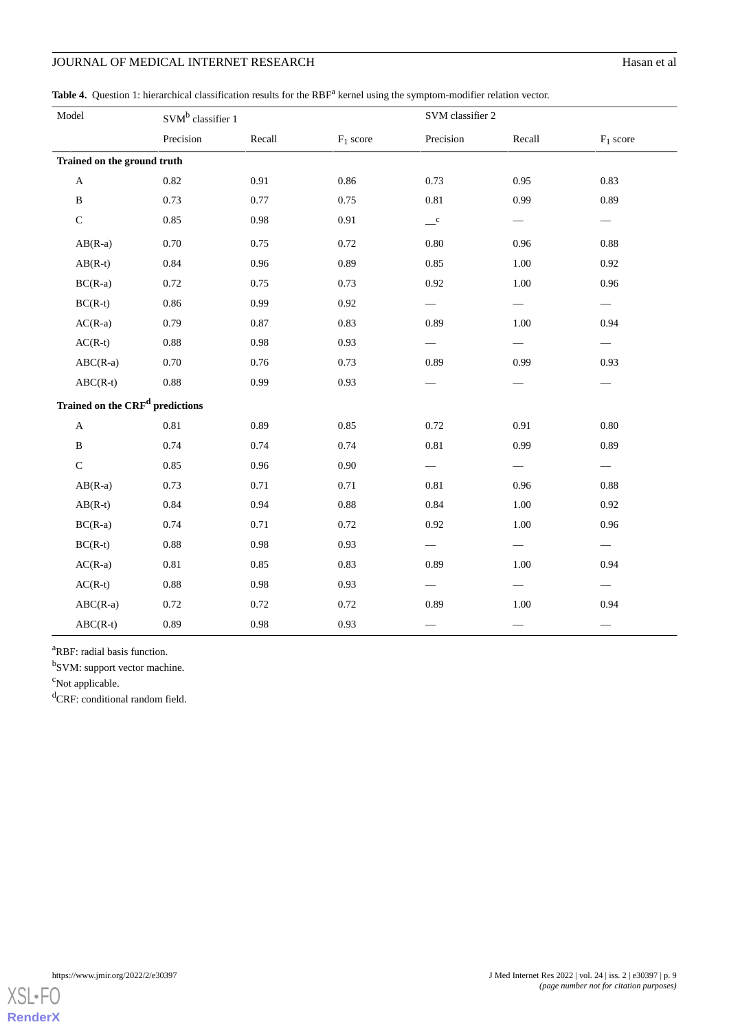**Table 4.** Question 1: hierarchical classification results for the RBF[a] kernel using the symptom-modifier relation vector.

| Model | SVM[b] classifier 1 | | | SVM classifier 2 | | |
|---|---|---|---|---|---|---|
| | Precision | Recall | $F_1$ score | Precision | Recall | $F_1$ score |
| **Trained on the ground truth** | | | | | | |
| A | 0.82 | 0.91 | 0.86 | 0.73 | 0.95 | 0.83 |
| B | 0.73 | 0.77 | 0.75 | 0.81 | 0.99 | 0.89 |
| C | 0.85 | 0.98 | 0.91 | —[c] | — | — |
| AB(R-a) | 0.70 | 0.75 | 0.72 | 0.80 | 0.96 | 0.88 |
| AB(R-t) | 0.84 | 0.96 | 0.89 | 0.85 | 1.00 | 0.92 |
| BC(R-a) | 0.72 | 0.75 | 0.73 | 0.92 | 1.00 | 0.96 |
| BC(R-t) | 0.86 | 0.99 | 0.92 | — | — | — |
| AC(R-a) | 0.79 | 0.87 | 0.83 | 0.89 | 1.00 | 0.94 |
| AC(R-t) | 0.88 | 0.98 | 0.93 | — | — | — |
| ABC(R-a) | 0.70 | 0.76 | 0.73 | 0.89 | 0.99 | 0.93 |
| ABC(R-t) | 0.88 | 0.99 | 0.93 | — | — | — |
| **Trained on the CRF[d] predictions** | | | | | | |
| A | 0.81 | 0.89 | 0.85 | 0.72 | 0.91 | 0.80 |
| B | 0.74 | 0.74 | 0.74 | 0.81 | 0.99 | 0.89 |
| C | 0.85 | 0.96 | 0.90 | — | — | — |
| AB(R-a) | 0.73 | 0.71 | 0.71 | 0.81 | 0.96 | 0.88 |
| AB(R-t) | 0.84 | 0.94 | 0.88 | 0.84 | 1.00 | 0.92 |
| BC(R-a) | 0.74 | 0.71 | 0.72 | 0.92 | 1.00 | 0.96 |
| BC(R-t) | 0.88 | 0.98 | 0.93 | — | — | — |
| AC(R-a) | 0.81 | 0.85 | 0.83 | 0.89 | 1.00 | 0.94 |
| AC(R-t) | 0.88 | 0.98 | 0.93 | — | — | — |
| ABC(R-a) | 0.72 | 0.72 | 0.72 | 0.89 | 1.00 | 0.94 |
| ABC(R-t) | 0.89 | 0.98 | 0.93 | — | — | — |

[a]RBF: radial basis function.

[b]SVM: support vector machine.

[c]Not applicable.

[d]CRF: conditional random field.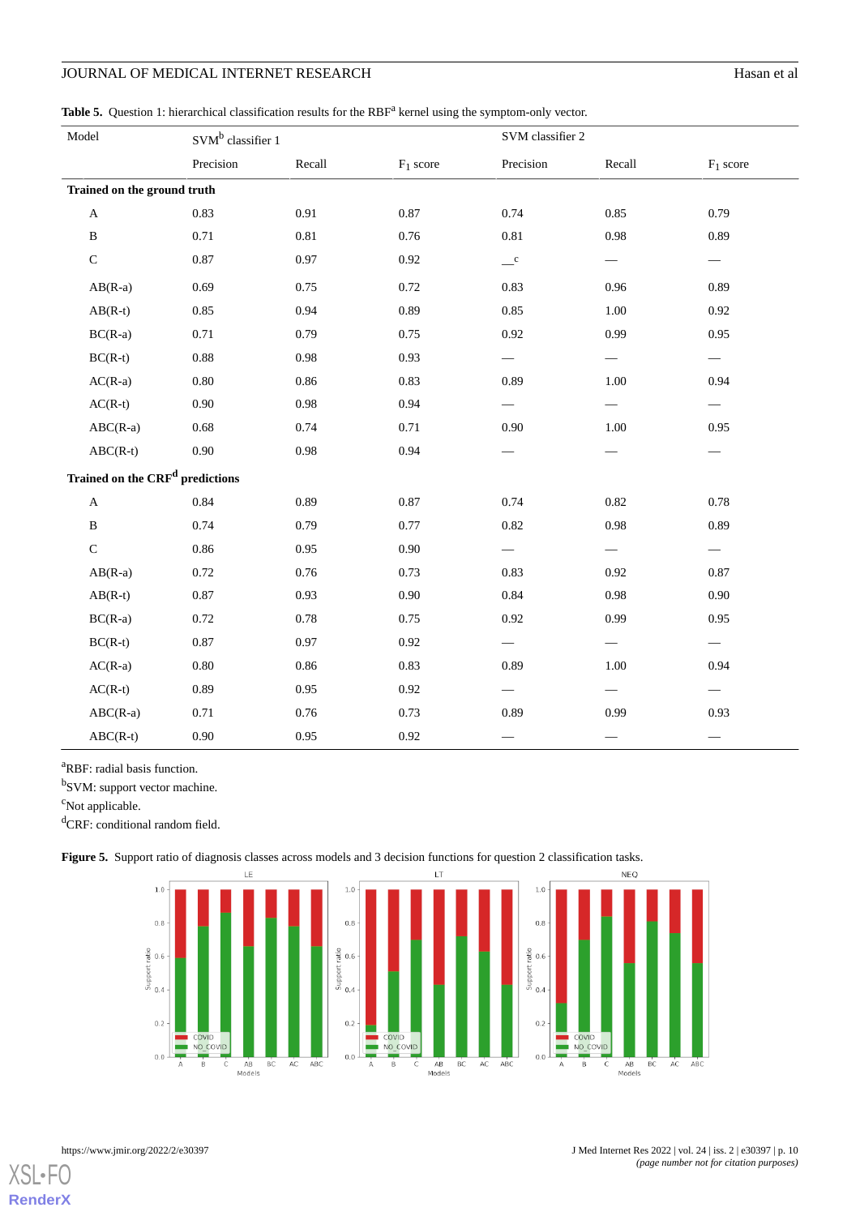**Table 5.** Question 1: hierarchical classification results for the RBF[a] kernel using the symptom-only vector.

| Model | SVM[b] classifier 1 | | | SVM classifier 2 | | |
|---|---|---|---|---|---|---|
| | Precision | Recall | $F_1$ score | Precision | Recall | $F_1$ score |
| **Trained on the ground truth** | | | | | | |
| A | 0.83 | 0.91 | 0.87 | 0.74 | 0.85 | 0.79 |
| B | 0.71 | 0.81 | 0.76 | 0.81 | 0.98 | 0.89 |
| C | 0.87 | 0.97 | 0.92 | —[c] | — | — |
| AB(R-a) | 0.69 | 0.75 | 0.72 | 0.83 | 0.96 | 0.89 |
| AB(R-t) | 0.85 | 0.94 | 0.89 | 0.85 | 1.00 | 0.92 |
| BC(R-a) | 0.71 | 0.79 | 0.75 | 0.92 | 0.99 | 0.95 |
| BC(R-t) | 0.88 | 0.98 | 0.93 | — | — | — |
| AC(R-a) | 0.80 | 0.86 | 0.83 | 0.89 | 1.00 | 0.94 |
| AC(R-t) | 0.90 | 0.98 | 0.94 | — | — | — |
| ABC(R-a) | 0.68 | 0.74 | 0.71 | 0.90 | 1.00 | 0.95 |
| ABC(R-t) | 0.90 | 0.98 | 0.94 | — | — | — |
| **Trained on the CRF[d] predictions** | | | | | | |
| A | 0.84 | 0.89 | 0.87 | 0.74 | 0.82 | 0.78 |
| B | 0.74 | 0.79 | 0.77 | 0.82 | 0.98 | 0.89 |
| C | 0.86 | 0.95 | 0.90 | — | — | — |
| AB(R-a) | 0.72 | 0.76 | 0.73 | 0.83 | 0.92 | 0.87 |
| AB(R-t) | 0.87 | 0.93 | 0.90 | 0.84 | 0.98 | 0.90 |
| BC(R-a) | 0.72 | 0.78 | 0.75 | 0.92 | 0.99 | 0.95 |
| BC(R-t) | 0.87 | 0.97 | 0.92 | — | — | — |
| AC(R-a) | 0.80 | 0.86 | 0.83 | 0.89 | 1.00 | 0.94 |
| AC(R-t) | 0.89 | 0.95 | 0.92 | — | — | — |
| ABC(R-a) | 0.71 | 0.76 | 0.73 | 0.89 | 0.99 | 0.93 |
| ABC(R-t) | 0.90 | 0.95 | 0.92 | — | — | — |

[a]RBF: radial basis function.

[b]SVM: support vector machine.

[c]Not applicable.

[d]CRF: conditional random field.

**Figure 5.** Support ratio of diagnosis classes across models and 3 decision functions for question 2 classification tasks.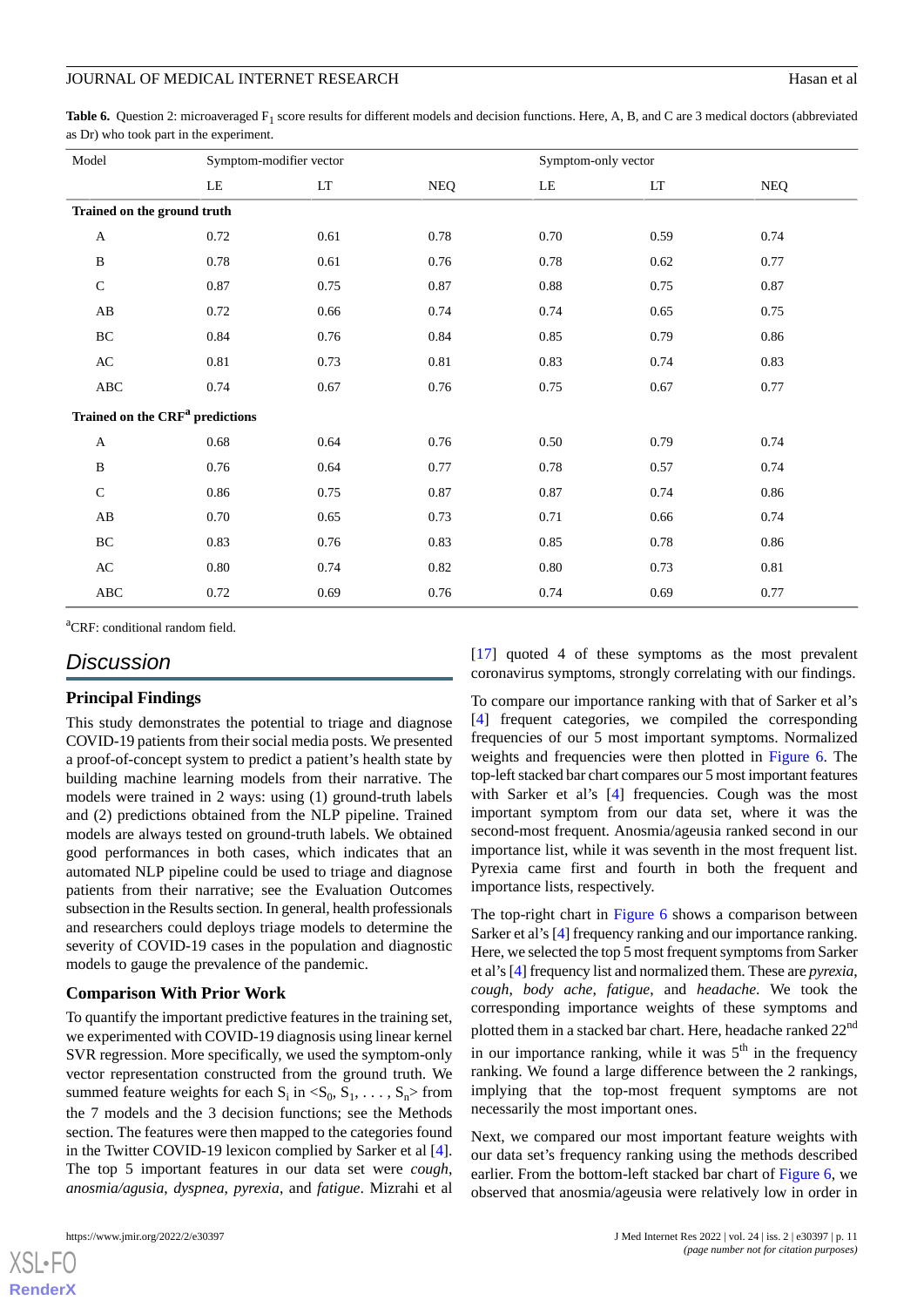**Table 6.** Question 2: microaveraged $F_1$ score results for different models and decision functions. Here, A, B, and C are 3 medical doctors (abbreviated as Dr) who took part in the experiment.

| Model | Symptom-modifier vector | | | Symptom-only vector | | |
|---|---|---|---|---|---|---|
| | LE | LT | NEQ | LE | LT | NEQ |
| **Trained on the ground truth** | | | | | | |
| A | 0.72 | 0.61 | 0.78 | 0.70 | 0.59 | 0.74 |
| B | 0.78 | 0.61 | 0.76 | 0.78 | 0.62 | 0.77 |
| C | 0.87 | 0.75 | 0.87 | 0.88 | 0.75 | 0.87 |
| AB | 0.72 | 0.66 | 0.74 | 0.74 | 0.65 | 0.75 |
| BC | 0.84 | 0.76 | 0.84 | 0.85 | 0.79 | 0.86 |
| AC | 0.81 | 0.73 | 0.81 | 0.83 | 0.74 | 0.83 |
| ABC | 0.74 | 0.67 | 0.76 | 0.75 | 0.67 | 0.77 |
| **Trained on the CRF[a] predictions** | | | | | | |
| A | 0.68 | 0.64 | 0.76 | 0.50 | 0.79 | 0.74 |
| B | 0.76 | 0.64 | 0.77 | 0.78 | 0.57 | 0.74 |
| C | 0.86 | 0.75 | 0.87 | 0.87 | 0.74 | 0.86 |
| AB | 0.70 | 0.65 | 0.73 | 0.71 | 0.66 | 0.74 |
| BC | 0.83 | 0.76 | 0.83 | 0.85 | 0.78 | 0.86 |
| AC | 0.80 | 0.74 | 0.82 | 0.80 | 0.73 | 0.81 |
| ABC | 0.72 | 0.69 | 0.76 | 0.74 | 0.69 | 0.77 |

[a]CRF: conditional random field.

## Discussion

### Principal Findings

This study demonstrates the potential to triage and diagnose COVID-19 patients from their social media posts. We presented a proof-of-concept system to predict a patient's health state by building machine learning models from their narrative. The models were trained in 2 ways: using (1) ground-truth labels and (2) predictions obtained from the NLP pipeline. Trained models are always tested on ground-truth labels. We obtained good performances in both cases, which indicates that an automated NLP pipeline could be used to triage and diagnose patients from their narrative; see the Evaluation Outcomes subsection in the Results section. In general, health professionals and researchers could deploys triage models to determine the severity of COVID-19 cases in the population and diagnostic models to gauge the prevalence of the pandemic.

### Comparison With Prior Work

To quantify the important predictive features in the training set, we experimented with COVID-19 diagnosis using linear kernel SVR regression. More specifically, we used the symptom-only vector representation constructed from the ground truth. We summed feature weights for each $S_i$ in $<S_0, S_1, \ldots, S_n>$ from the 7 models and the 3 decision functions; see the Methods section. The features were then mapped to the categories found in the Twitter COVID-19 lexicon complied by Sarker et al [4]. The top 5 important features in our data set were *cough*, *anosmia/agusia*, *dyspnea*, *pyrexia*, and *fatigue*. Mizrahi et al [17] quoted 4 of these symptoms as the most prevalent coronavirus symptoms, strongly correlating with our findings.

To compare our importance ranking with that of Sarker et al's [4] frequent categories, we compiled the corresponding frequencies of our 5 most important symptoms. Normalized weights and frequencies were then plotted in Figure 6. The top-left stacked bar chart compares our 5 most important features with Sarker et al's [4] frequencies. Cough was the most important symptom from our data set, where it was the second-most frequent. Anosmia/ageusia ranked second in our importance list, while it was seventh in the most frequent list. Pyrexia came first and fourth in both the frequent and importance lists, respectively.

The top-right chart in Figure 6 shows a comparison between Sarker et al's [4] frequency ranking and our importance ranking. Here, we selected the top 5 most frequent symptoms from Sarker et al's [4] frequency list and normalized them. These are *pyrexia*, *cough*, *body ache*, *fatigue*, and *headache*. We took the corresponding importance weights of these symptoms and plotted them in a stacked bar chart. Here, headache ranked 22nd in our importance ranking, while it was 5th in the frequency ranking. We found a large difference between the 2 rankings, implying that the top-most frequent symptoms are not necessarily the most important ones.

Next, we compared our most important feature weights with our data set's frequency ranking using the methods described earlier. From the bottom-left stacked bar chart of Figure 6, we observed that anosmia/ageusia were relatively low in order in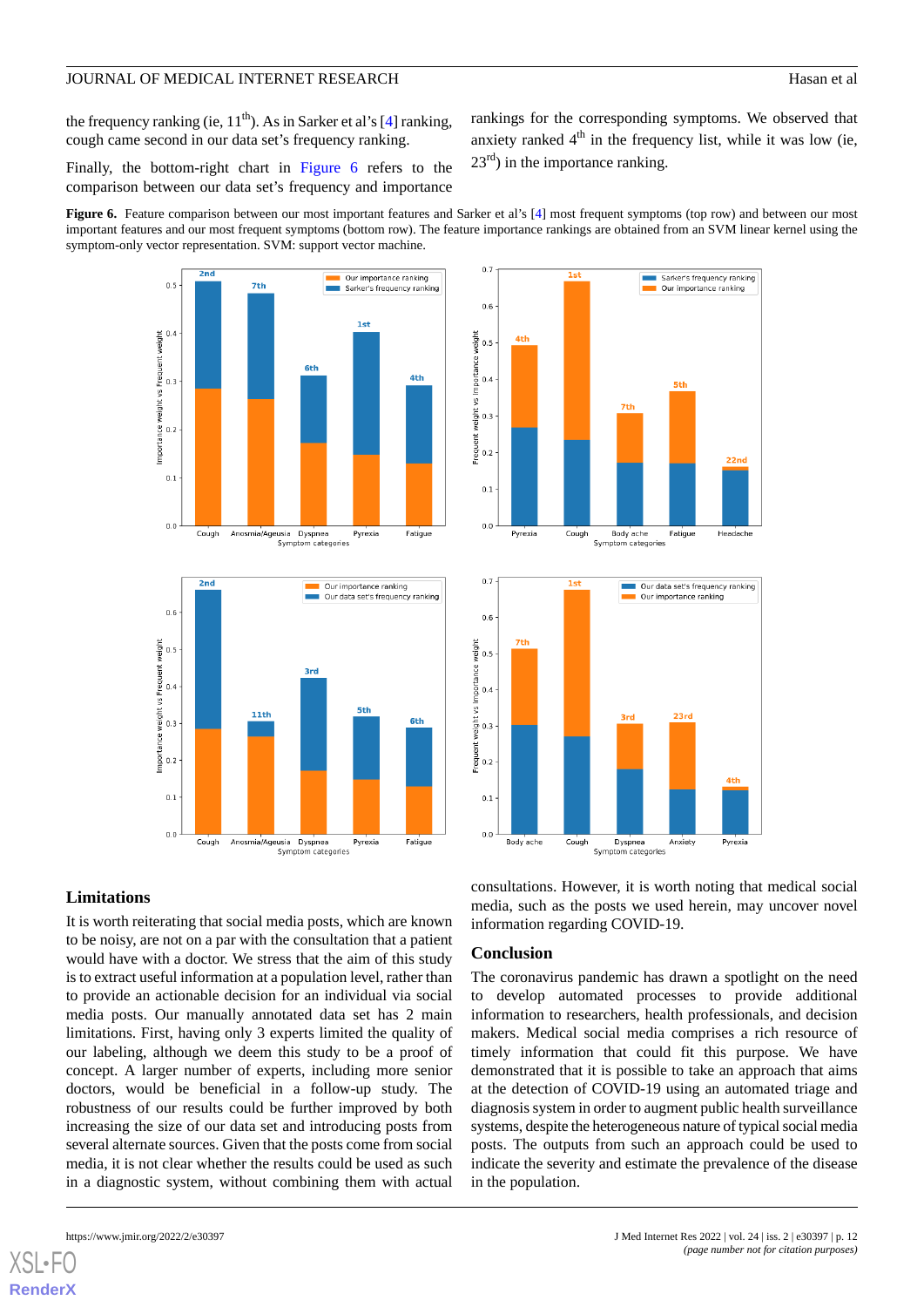the frequency ranking (ie, 11th). As in Sarker et al's [4] ranking, cough came second in our data set's frequency ranking.

Finally, the bottom-right chart in Figure 6 refers to the comparison between our data set's frequency and importance rankings for the corresponding symptoms. We observed that anxiety ranked 4th in the frequency list, while it was low (ie, 23rd) in the importance ranking.

**Figure 6.** Feature comparison between our most important features and Sarker et al's [4] most frequent symptoms (top row) and between our most important features and our most frequent symptoms (bottom row). The feature importance rankings are obtained from an SVM linear kernel using the symptom-only vector representation. SVM: support vector machine.

## Limitations

It is worth reiterating that social media posts, which are known to be noisy, are not on a par with the consultation that a patient would have with a doctor. We stress that the aim of this study is to extract useful information at a population level, rather than to provide an actionable decision for an individual via social media posts. Our manually annotated data set has 2 main limitations. First, having only 3 experts limited the quality of our labeling, although we deem this study to be a proof of concept. A larger number of experts, including more senior doctors, would be beneficial in a follow-up study. The robustness of our results could be further improved by both increasing the size of and introducing posts from several alternate sources. Given that the posts come from social media, it is not clear whether the results could be used as such in a diagnostic system, without combining them with actual consultations. However, it is worth noting that medical social media, such as the posts we used herein, may uncover novel information regarding COVID-19.

## Conclusion

The coronavirus pandemic has drawn a spotlight on the need to develop automated processes to provide additional information to researchers, health professionals, and decision makers. Medical social media comprises a rich resource of timely information that could fit this purpose. We have demonstrated that it is possible to take an approach that aims at the detection of COVID-19 using an automated triage and diagnosis system in order to augment public health surveillance systems, despite the heterogeneous nature of typical social media posts. The outputs from such an approach could be used to indicate the severity and estimate the prevalence of the disease in the population.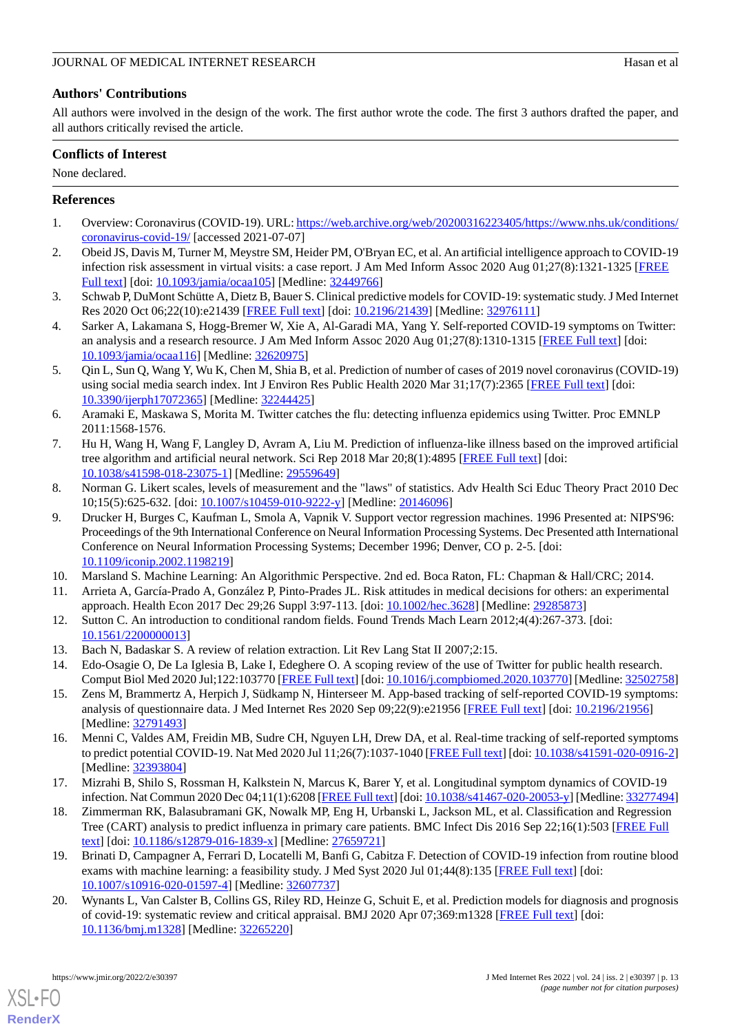## Authors' Contributions

All authors were involved in the design of the work. The first author wrote the code. The first 3 authors drafted the paper, and all authors critically revised the article.

## Conflicts of Interest

None declared.

## References

1. Overview: Coronavirus (COVID-19). URL: https://web.archive.org/web/20200316223405/https://www.nhs.uk/conditions/coronavirus-covid-19/ [accessed 2021-07-07]
2. Obeid JS, Davis M, Turner M, Meystre SM, Heider PM, O'Bryan EC, et al. An artificial intelligence approach to COVID-19 infection risk assessment in virtual visits: a case report. J Am Med Inform Assoc 2020 Aug 01;27(8):1321-1325 [FREE Full text] [doi: 10.1093/jamia/ocaa105] [Medline: 32449766]
3. Schwab P, DuMont Schütte A, Dietz B, Bauer S. Clinical predictive models for COVID-19: systematic study. J Med Internet Res 2020 Oct 06;22(10):e21439 [FREE Full text] [doi: 10.2196/21439] [Medline: 32976111]
4. Sarker A, Lakamana S, Hogg-Bremer W, Xie A, Al-Garadi MA, Yang Y. Self-reported COVID-19 symptoms on Twitter: an analysis and a research resource. J Am Med Inform Assoc 2020 Aug 01;27(8):1310-1315 [FREE Full text] [doi: 10.1093/jamia/ocaa116] [Medline: 32620975]
5. Qin L, Sun Q, Wang Y, Wu K, Chen M, Shia B, et al. Prediction of number of cases of 2019 novel coronavirus (COVID-19) using social media search index. Int J Environ Res Public Health 2020 Mar 31;17(7):2365 [FREE Full text] [doi: 10.3390/ijerph17072365] [Medline: 32244425]
6. Aramaki E, Maskawa S, Morita M. Twitter catches the flu: detecting influenza epidemics using Twitter. Proc EMNLP 2011:1568-1576.
7. Hu H, Wang H, Wang F, Langley D, Avram A, Liu M. Prediction of influenza-like illness based on the improved artificial tree algorithm and artificial neural network. Sci Rep 2018 Mar 20;8(1):4895 [FREE Full text] [doi: 10.1038/s41598-018-23075-1] [Medline: 29559649]
8. Norman G. Likert scales, levels of measurement and the "laws" of statistics. Adv Health Sci Educ Theory Pract 2010 Dec 10;15(5):625-632. [doi: 10.1007/s10459-010-9222-y] [Medline: 20146096]
9. Drucker H, Burges C, Kaufman L, Smola A, Vapnik V. Support vector regression machines. 1996 Presented at: NIPS'96: Proceedings of the 9th International Conference on Neural Information Processing Systems. Dec Presented atth International Conference on Neural Information Processing Systems; December 1996; Denver, CO p. 2-5. [doi: 10.1109/iconip.2002.1198219]
10. Marsland S. Machine Learning: An Algorithmic Perspective. 2nd ed. Boca Raton, FL: Chapman & Hall/CRC; 2014.
11. Arrieta A, García-Prado A, González P, Pinto-Prades JL. Risk attitudes in medical decisions for others: an experimental approach. Health Econ 2017 Dec 29;26 Suppl 3:97-113. [doi: 10.1002/hec.3628] [Medline: 29285873]
12. Sutton C. An introduction to conditional random fields. Found Trends Mach Learn 2012;4(4):267-373. [doi: 10.1561/2200000013]
13. Bach N, Badaskar S. A review of relation extraction. Lit Rev Lang Stat II 2007;2:15.
14. Edo-Osagie O, De La Iglesia B, Lake I, Edeghere O. A scoping review of the use of Twitter for public health research. Comput Biol Med 2020 Jul;122:103770 [FREE Full text] [doi: 10.1016/j.compbiomed.2020.103770] [Medline: 32502758]
15. Zens M, Brammertz A, Herpich J, Südkamp N, Hinterseer M. App-based tracking of self-reported COVID-19 symptoms: analysis of questionnaire data. J Med Internet Res 2020 Sep 09;22(9):e21956 [FREE Full text] [doi: 10.2196/21956] [Medline: 32791493]
16. Menni C, Valdes AM, Freidin MB, Sudre CH, Nguyen LH, Drew DA, et al. Real-time tracking of self-reported symptoms to predict potential COVID-19. Nat Med 2020 Jul 11;26(7):1037-1040 [FREE Full text] [doi: 10.1038/s41591-020-0916-2] [Medline: 32393804]
17. Mizrahi B, Shilo S, Rossman H, Kalkstein N, Marcus K, Barer Y, et al. Longitudinal symptom dynamics of COVID-19 infection. Nat Commun 2020 Dec 04;11(1):6208 [FREE Full text] [doi: 10.1038/s41467-020-20053-y] [Medline: 33277494]
18. Zimmerman RK, Balasubramani GK, Nowalk MP, Eng H, Urbanski L, Jackson ML, et al. Classification and Regression Tree (CART) analysis to predict influenza in primary care patients. BMC Infect Dis 2016 Sep 22;16(1):503 [FREE Full text] [doi: 10.1186/s12879-016-1839-x] [Medline: 27659721]
19. Brinati D, Campagner A, Ferrari D, Locatelli M, Banfi G, Cabitza F. Detection of COVID-19 infection from routine blood exams with machine learning: a feasibility study. J Med Syst 2020 Jul 01;44(8):135 [FREE Full text] [doi: 10.1007/s10916-020-01597-4] [Medline: 32607737]
20. Wynants L, Van Calster B, Collins GS, Riley RD, Heinze G, Schuit E, et al. Prediction models for diagnosis and prognosis of covid-19: systematic review and critical appraisal. BMJ 2020 Apr 07;369:m1328 [FREE Full text] [doi: 10.1136/bmj.m1328] [Medline: 32265220]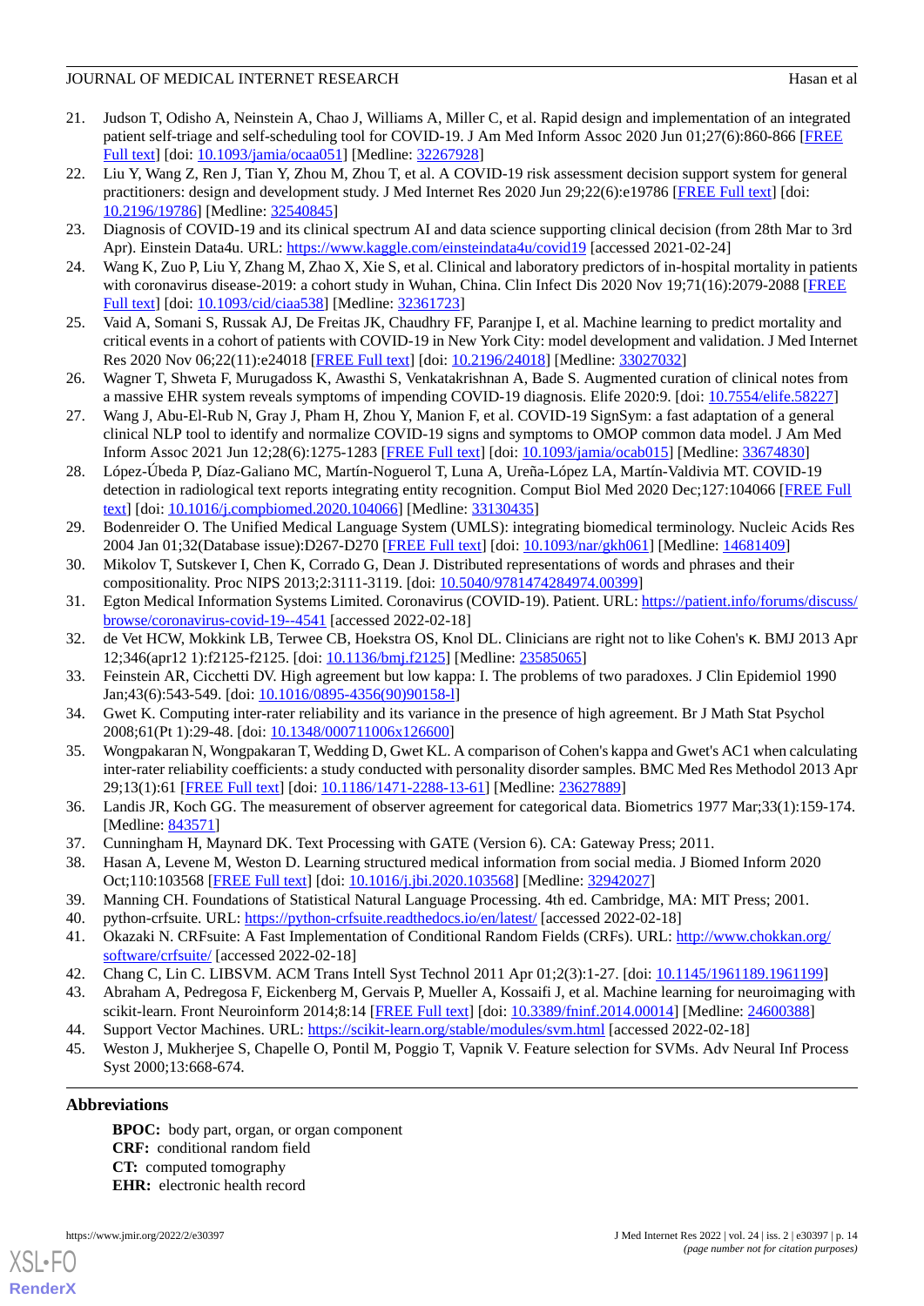21. Judson T, Odisho A, Neinstein A, Chao J, Williams A, Miller C, et al. Rapid design and implementation of an integrated patient self-triage and self-scheduling tool for COVID-19. J Am Med Inform Assoc 2020 Jun 01;27(6):860-866 [FREE Full text] [doi: 10.1093/jamia/ocaa051] [Medline: 32267928]
22. Liu Y, Wang Z, Ren J, Tian Y, Zhou M, Zhou T, et al. A COVID-19 risk assessment decision support system for general practitioners: design and development study. J Med Internet Res 2020 Jun 29;22(6):e19786 [FREE Full text] [doi: 10.2196/19786] [Medline: 32540845]
23. Diagnosis of COVID-19 and its clinical spectrum AI and data science supporting clinical decision (from 28th Mar to 3rd Apr). Einstein Data4u. URL: https://www.kaggle.com/einsteindata4u/covid19 [accessed 2021-02-24]
24. Wang K, Zuo P, Liu Y, Zhang M, Zhao X, Xie S, et al. Clinical and laboratory predictors of in-hospital mortality in patients with coronavirus disease-2019: a cohort study in Wuhan, China. Clin Infect Dis 2020 Nov 19;71(16):2079-2088 [FREE Full text] [doi: 10.1093/cid/ciaa538] [Medline: 32361723]
25. Vaid A, Somani S, Russak AJ, De Freitas JK, Chaudhry FF, Paranjpe I, et al. Machine learning to predict mortality and critical events in a cohort of patients with COVID-19 in New York City: model development and validation. J Med Internet Res 2020 Nov 06;22(11):e24018 [FREE Full text] [doi: 10.2196/24018] [Medline: 33027032]
26. Wagner T, Shweta F, Murugadoss K, Awasthi S, Venkatakrishnan A, Bade S. Augmented curation of clinical notes from a massive EHR system reveals symptoms of impending COVID-19 diagnosis. Elife 2020:9. [doi: 10.7554/elife.58227]
27. Wang J, Abu-El-Rub N, Gray J, Pham H, Zhou Y, Manion F, et al. COVID-19 SignSym: a fast adaptation of a general clinical NLP tool to identify and normalize COVID-19 signs and symptoms to OMOP common data model. J Am Med Inform Assoc 2021 Jun 12;28(6):1275-1283 [FREE Full text] [doi: 10.1093/jamia/ocab015] [Medline: 33674830]
28. López-Úbeda P, Díaz-Galiano MC, Martín-Noguerol T, Luna A, Ureña-López LA, Martín-Valdivia MT. COVID-19 detection in radiological text reports integrating entity recognition. Comput Biol Med 2020 Dec;127:104066 [FREE Full text] [doi: 10.1016/j.compbiomed.2020.104066] [Medline: 33130435]
29. Bodenreider O. The Unified Medical Language System (UMLS): integrating biomedical terminology. Nucleic Acids Res 2004 Jan 01;32(Database issue):D267-D270 [FREE Full text] [doi: 10.1093/nar/gkh061] [Medline: 14681409]
30. Mikolov T, Sutskever I, Chen K, Corrado G, Dean J. Distributed representations of words and phrases and their compositionality. Proc NIPS 2013;2:3111-3119. [doi: 10.5040/9781474284974.00399]
31. Egton Medical Information Systems Limited. Coronavirus (COVID-19). Patient. URL: https://patient.info/forums/discuss/browse/coronavirus-covid-19--4541 [accessed 2022-02-18]
32. de Vet HCW, Mokkink LB, Terwee CB, Hoekstra OS, Knol DL. Clinicians are right not to like Cohen's κ. BMJ 2013 Apr 12;346(apr12 1):f2125-f2125. [doi: 10.1136/bmj.f2125] [Medline: 23585065]
33. Feinstein AR, Cicchetti DV. High agreement but low kappa: I. The problems of two paradoxes. J Clin Epidemiol 1990 Jan;43(6):543-549. [doi: 10.1016/0895-4356(90)90158-l]
34. Gwet K. Computing inter-rater reliability and its variance in the presence of high agreement. Br J Math Stat Psychol 2008;61(Pt 1):29-48. [doi: 10.1348/000711006x126600]
35. Wongpakaran N, Wongpakaran T, Wedding D, Gwet KL. A comparison of Cohen's kappa and Gwet's AC1 when calculating inter-rater reliability coefficients: a study conducted with personality disorder samples. BMC Med Res Methodol 2013 Apr 29;13(1):61 [FREE Full text] [doi: 10.1186/1471-2288-13-61] [Medline: 23627889]
36. Landis JR, Koch GG. The measurement of observer agreement for categorical data. Biometrics 1977 Mar;33(1):159-174. [Medline: 843571]
37. Cunningham H, Maynard DK. Text Processing with GATE (Version 6). CA: Gateway Press; 2011.
38. Hasan A, Levene M, Weston D. Learning structured medical information from social media. J Biomed Inform 2020 Oct;110:103568 [FREE Full text] [doi: 10.1016/j.jbi.2020.103568] [Medline: 32942027]
39. Manning CH. Foundations of Statistical Natural Language Processing. 4th ed. Cambridge, MA: MIT Press; 2001.
40. python-crfsuite. URL: https://python-crfsuite.readthedocs.io/en/latest/ [accessed 2022-02-18]
41. Okazaki N. CRFsuite: A Fast Implementation of Conditional Random Fields (CRFs). URL: http://www.chokkan.org/software/crfsuite/ [accessed 2022-02-18]
42. Chang C, Lin C. LIBSVM. ACM Trans Intell Syst Technol 2011 Apr 01;2(3):1-27. [doi: 10.1145/1961189.1961199]
43. Abraham A, Pedregosa F, Eickenberg M, Gervais P, Mueller A, Kossaifi J, et al. Machine learning for neuroimaging with scikit-learn. Front Neuroinform 2014;8:14 [FREE Full text] [doi: 10.3389/fninf.2014.00014] [Medline: 24600388]
44. Support Vector Machines. URL: https://scikit-learn.org/stable/modules/svm.html [accessed 2022-02-18]
45. Weston J, Mukherjee S, Chapelle O, Pontil M, Poggio T, Vapnik V. Feature selection for SVMs. Adv Neural Inf Process Syst 2000;13:668-674.

## Abbreviations

**BPOC:** body part, organ, or organ component
**CRF:** conditional random field
**CT:** computed tomography
**EHR:** electronic health record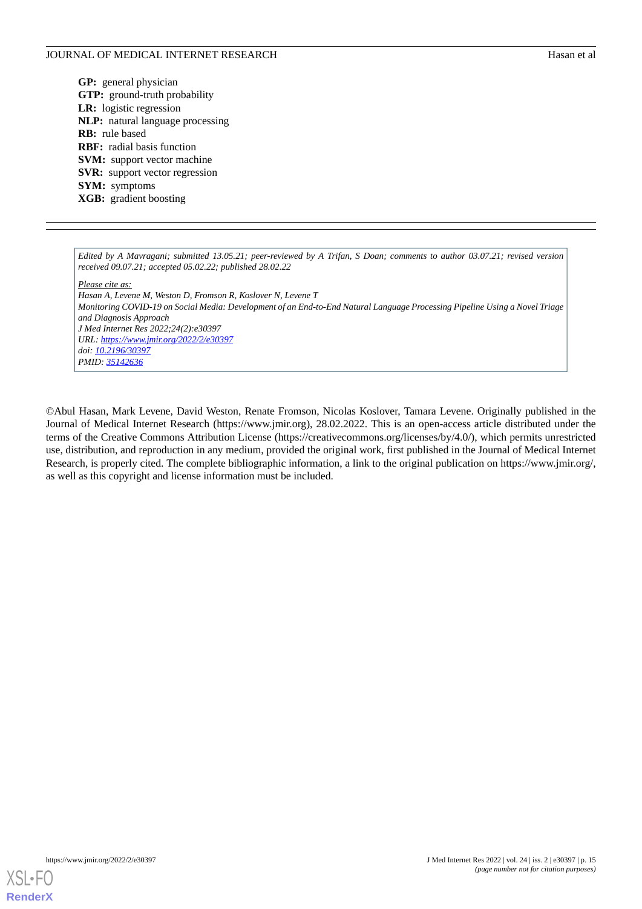**GP:** general physician
**GTP:** ground-truth probability
**LR:** logistic regression
**NLP:** natural language processing
**RB:** rule based
**RBF:** radial basis function
**SVM:** support vector machine
**SVR:** support vector regression
**SYM:** symptoms
**XGB:** gradient boosting

---

*Edited by A Mavragani; submitted 13.05.21; peer-reviewed by A Trifan, S Doan; comments to author 03.07.21; revised version received 09.07.21; accepted 05.02.22; published 28.02.22*

*Please cite as:*
*Hasan A, Levene M, Weston D, Fromson R, Koslover N, Levene T*
*Monitoring COVID-19 on Social Media: Development of an End-to-End Natural Language Processing Pipeline Using a Novel Triage and Diagnosis Approach*
*J Med Internet Res 2022;24(2):e30397*
*URL: https://www.jmir.org/2022/2/e30397*
*doi: 10.2196/30397*
*PMID: 35142636*

©Abul Hasan, Mark Levene, David Weston, Renate Fromson, Nicolas Koslover, Tamara Levene. Originally published in the Journal of Medical Internet Research (https://www.jmir.org), 28.02.2022. This is an open-access article distributed under the terms of the Creative Commons Attribution License (https://creativecommons.org/licenses/by/4.0/), which permits unrestricted use, distribution, and reproduction in any medium, provided the original work, first published in the Journal of Medical Internet Research, is properly cited. The complete bibliographic information, a link to the original publication on https://www.jmir.org/, as well as this copyright and license information must be included.